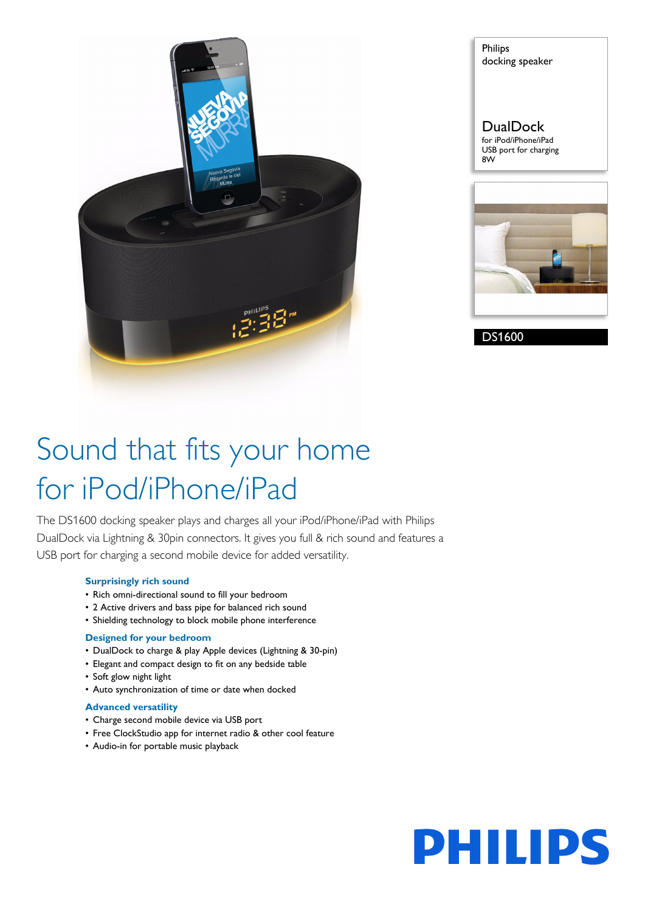Philips
docking speaker

DualDock
for iPod/iPhone/iPad
USB port for charging
8W

DS1600

# Sound that fits your home for iPod/iPhone/iPad

The DS1600 docking speaker plays and charges all your iPod/iPhone/iPad with Philips DualDock via Lightning & 30pin connectors. It gives you full & rich sound and features a USB port for charging a second mobile device for added versatility.

### Surprisingly rich sound

- Rich omni-directional sound to fill your bedroom
- 2 Active drivers and bass pipe for balanced rich sound
- Shielding technology to block mobile phone interference

### Designed for your bedroom

- DualDock to charge & play Apple devices (Lightning & 30-pin)
- Elegant and compact design to fit on any bedside table
- Soft glow night light
- Auto synchronization of time or date when docked

### Advanced versatility

- Charge second mobile device via USB port
- Free ClockStudio app for internet radio & other cool feature
- Audio-in for portable music playback

PHILIPS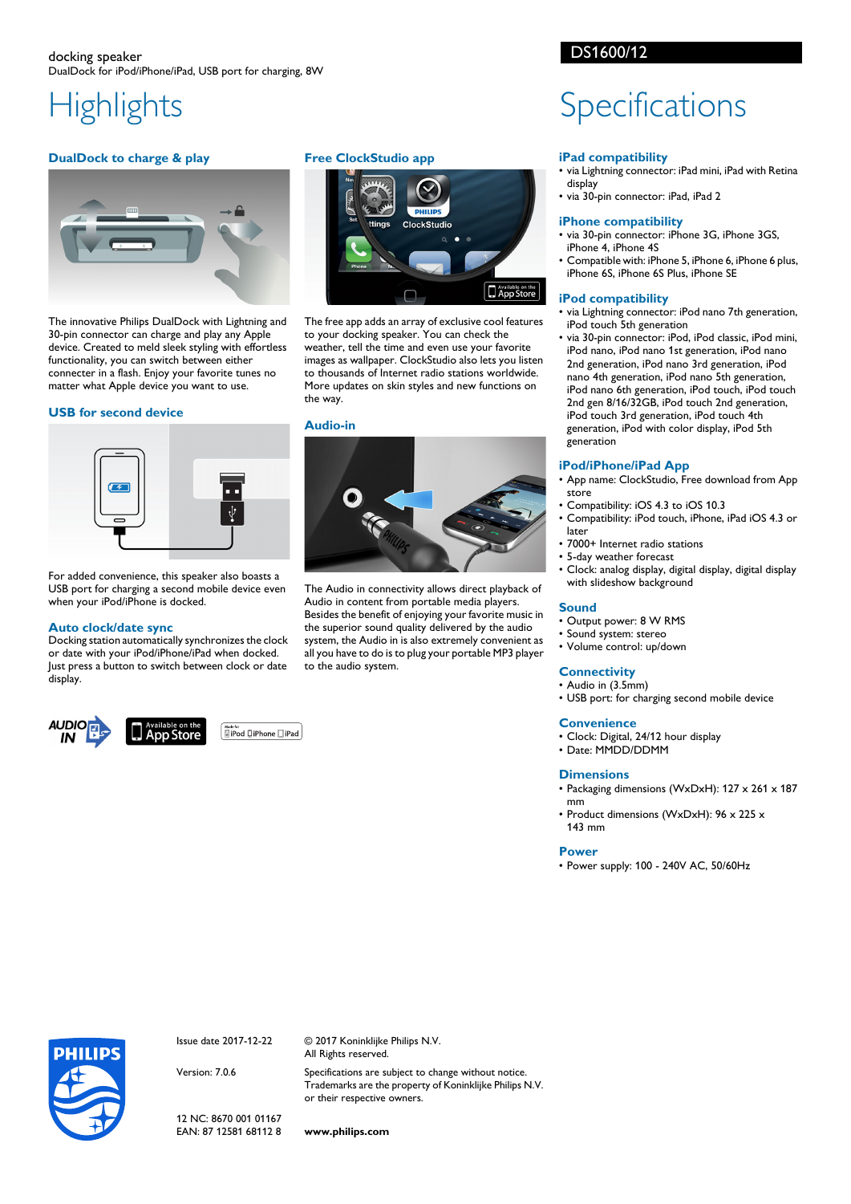docking speaker

DualDock for iPod/iPhone/iPad, USB port for charging, 8W

DS1600/12

# Highlights

## DualDock to charge & play

The innovative Philips DualDock with Lightning and 30-pin connector can charge and play any Apple device. Created to meld sleek styling with effortless functionality, you can switch between either connecter in a flash. Enjoy your favorite tunes no matter what Apple device you want to use.

## USB for second device

For added convenience, this speaker also boasts a USB port for charging a second mobile device even when your iPod/iPhone is docked.

## Auto clock/date sync

Docking station automatically synchronizes the clock or date with your iPod/iPhone/iPad when docked. Just press a button to switch between clock or date display.

## Free ClockStudio app

The free app adds an array of exclusive cool features to your docking speaker. You can check the weather, tell the time and even use your favorite images as wallpaper. ClockStudio also lets you listen to thousands of Internet radio stations worldwide. More updates on skin styles and new functions on the way.

## Audio-in

The Audio in connectivity allows direct playback of Audio in content from portable media players. Besides the benefit of enjoying your favorite music in the superior sound quality delivered by the audio system, the Audio in is also extremely convenient as all you have to do is to plug your portable MP3 player to the audio system.

# Specifications

## iPad compatibility

- via Lightning connector: iPad mini, iPad with Retina display
- via 30-pin connector: iPad, iPad 2

## iPhone compatibility

- via 30-pin connector: iPhone 3G, iPhone 3GS, iPhone 4, iPhone 4S
- Compatible with: iPhone 5, iPhone 6, iPhone 6 plus, iPhone 6S, iPhone 6S Plus, iPhone SE

## iPod compatibility

- via Lightning connector: iPod nano 7th generation, iPod touch 5th generation
- via 30-pin connector: iPod, iPod classic, iPod mini, iPod nano, iPod nano 1st generation, iPod nano 2nd generation, iPod nano 3rd generation, iPod nano 4th generation, iPod nano 5th generation, iPod nano 6th generation, iPod touch, iPod touch 2nd gen 8/16/32GB, iPod touch 2nd generation, iPod touch 3rd generation, iPod touch 4th generation, iPod with color display, iPod 5th generation

## iPod/iPhone/iPad App

- App name: ClockStudio, Free download from App store
- Compatibility: iOS 4.3 to iOS 10.3
- Compatibility: iPod touch, iPhone, iPad iOS 4.3 or later
- 7000+ Internet radio stations
- 5-day weather forecast
- Clock: analog display, digital display, digital display with slideshow background

## Sound

- Output power: 8 W RMS
- Sound system: stereo
- Volume control: up/down

## Connectivity

- Audio in (3.5mm)
- USB port: for charging second mobile device

## Convenience

- Clock: Digital, 24/12 hour display
- Date: MMDD/DDMM

## Dimensions

- Packaging dimensions (WxDxH): 127 x 261 x 187 mm
- Product dimensions (WxDxH): 96 x 225 x 143 mm

## Power

- Power supply: 100 - 240V AC, 50/60Hz

Issue date 2017-12-22

Version: 7.0.6

12 NC: 8670 001 01167

EAN: 87 12581 68112 8

© 2017 Koninklijke Philips N.V.

All Rights reserved.

Specifications are subject to change without notice. Trademarks are the property of Koninklijke Philips N.V. or their respective owners.

**www.philips.com**